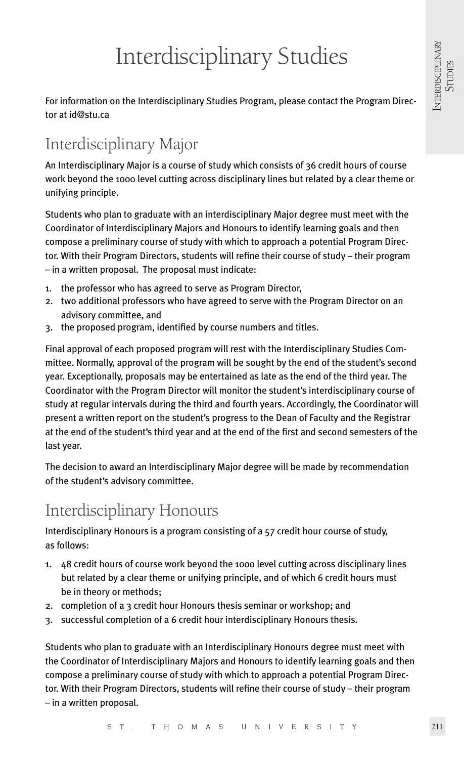# Interdisciplinary Studies

For information on the Interdisciplinary Studies Program, please contact the Program Director at id@stu.ca

## Interdisciplinary Major

An Interdisciplinary Major is a course of study which consists of 36 credit hours of course work beyond the 1000 level cutting across disciplinary lines but related by a clear theme or unifying principle.

Students who plan to graduate with an interdisciplinary Major degree must meet with the Coordinator of Interdisciplinary Majors and Honours to identify learning goals and then compose a preliminary course of study with which to approach a potential Program Director. With their Program Directors, students will refine their course of study – their program – in a written proposal. The proposal must indicate:

1. the professor who has agreed to serve as Program Director,
2. two additional professors who have agreed to serve with the Program Director on an advisory committee, and
3. the proposed program, identified by course numbers and titles.

Final approval of each proposed program will rest with the Interdisciplinary Studies Committee. Normally, approval of the program will be sought by the end of the student's second year. Exceptionally, proposals may be entertained as late as the end of the third year. The Coordinator with the Program Director will monitor the student's interdisciplinary course of study at regular intervals during the third and fourth years. Accordingly, the Coordinator will present a written report on the student's progress to the Dean of Faculty and the Registrar at the end of the student's third year and at the end of the first and second semesters of the last year.

The decision to award an Interdisciplinary Major degree will be made by recommendation of the student's advisory committee.

## Interdisciplinary Honours

Interdisciplinary Honours is a program consisting of a 57 credit hour course of study, as follows:

1. 48 credit hours of course work beyond the 1000 level cutting across disciplinary lines but related by a clear theme or unifying principle, and of which 6 credit hours must be in theory or methods;
2. completion of a 3 credit hour Honours thesis seminar or workshop; and
3. successful completion of a 6 credit hour interdisciplinary Honours thesis.

Students who plan to graduate with an Interdisciplinary Honours degree must meet with the Coordinator of Interdisciplinary Majors and Honours to identify learning goals and then compose a preliminary course of study with which to approach a potential Program Director. With their Program Directors, students will refine their course of study – their program – in a written proposal.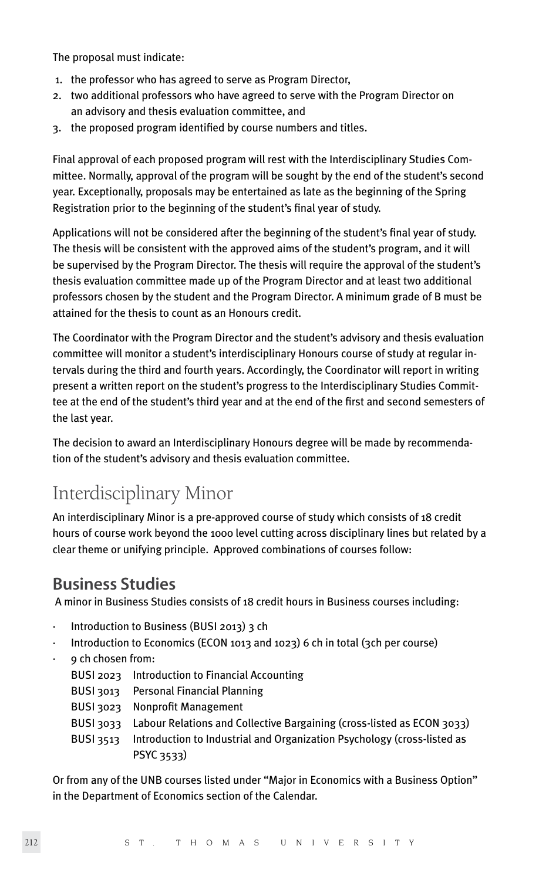The proposal must indicate:

1. the professor who has agreed to serve as Program Director,
2. two additional professors who have agreed to serve with the Program Director on an advisory and thesis evaluation committee, and
3. the proposed program identified by course numbers and titles.

Final approval of each proposed program will rest with the Interdisciplinary Studies Committee. Normally, approval of the program will be sought by the end of the student's second year. Exceptionally, proposals may be entertained as late as the beginning of the Spring Registration prior to the beginning of the student's final year of study.

Applications will not be considered after the beginning of the student's final year of study. The thesis will be consistent with the approved aims of the student's program, and it will be supervised by the Program Director. The thesis will require the approval of the student's thesis evaluation committee made up of the Program Director and at least two additional professors chosen by the student and the Program Director. A minimum grade of B must be attained for the thesis to count as an Honours credit.

The Coordinator with the Program Director and the student's advisory and thesis evaluation committee will monitor a student's interdisciplinary Honours course of study at regular intervals during the third and fourth years. Accordingly, the Coordinator will report in writing present a written report on the student's progress to the Interdisciplinary Studies Committee at the end of the student's third year and at the end of the first and second semesters of the last year.

The decision to award an Interdisciplinary Honours degree will be made by recommendation of the student's advisory and thesis evaluation committee.

# Interdisciplinary Minor

An interdisciplinary Minor is a pre-approved course of study which consists of 18 credit hours of course work beyond the 1000 level cutting across disciplinary lines but related by a clear theme or unifying principle. Approved combinations of courses follow:

## Business Studies

A minor in Business Studies consists of 18 credit hours in Business courses including:

- Introduction to Business (BUSI 2013) 3 ch
- Introduction to Economics (ECON 1013 and 1023) 6 ch in total (3ch per course)
- 9 ch chosen from:
  - BUSI 2023 Introduction to Financial Accounting
  - BUSI 3013 Personal Financial Planning
  - BUSI 3023 Nonprofit Management
  - BUSI 3033 Labour Relations and Collective Bargaining (cross-listed as ECON 3033)
  - BUSI 3513 Introduction to Industrial and Organization Psychology (cross-listed as PSYC 3533)

Or from any of the UNB courses listed under "Major in Economics with a Business Option" in the Department of Economics section of the Calendar.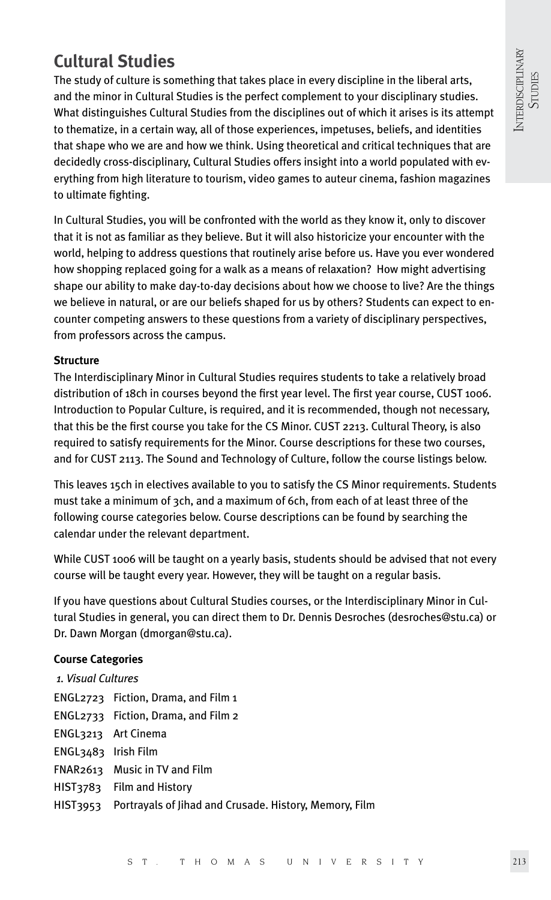## Cultural Studies

The study of culture is something that takes place in every discipline in the liberal arts, and the minor in Cultural Studies is the perfect complement to your disciplinary studies. What distinguishes Cultural Studies from the disciplines out of which it arises is its attempt to thematize, in a certain way, all of those experiences, impetuses, beliefs, and identities that shape who we are and how we think. Using theoretical and critical techniques that are decidedly cross-disciplinary, Cultural Studies offers insight into a world populated with everything from high literature to tourism, video games to auteur cinema, fashion magazines to ultimate fighting.

In Cultural Studies, you will be confronted with the world as they know it, only to discover that it is not as familiar as they believe. But it will also historicize your encounter with the world, helping to address questions that routinely arise before us. Have you ever wondered how shopping replaced going for a walk as a means of relaxation? How might advertising shape our ability to make day-to-day decisions about how we choose to live? Are the things we believe in natural, or are our beliefs shaped for us by others? Students can expect to encounter competing answers to these questions from a variety of disciplinary perspectives, from professors across the campus.

**Structure**

The Interdisciplinary Minor in Cultural Studies requires students to take a relatively broad distribution of 18ch in courses beyond the first year level. The first year course, CUST 1006. Introduction to Popular Culture, is required, and it is recommended, though not necessary, that this be the first course you take for the CS Minor. CUST 2213. Cultural Theory, is also required to satisfy requirements for the Minor. Course descriptions for these two courses, and for CUST 2113. The Sound and Technology of Culture, follow the course listings below.

This leaves 15ch in electives available to you to satisfy the CS Minor requirements. Students must take a minimum of 3ch, and a maximum of 6ch, from each of at least three of the following course categories below. Course descriptions can be found by searching the calendar under the relevant department.

While CUST 1006 will be taught on a yearly basis, students should be advised that not every course will be taught every year. However, they will be taught on a regular basis.

If you have questions about Cultural Studies courses, or the Interdisciplinary Minor in Cultural Studies in general, you can direct them to Dr. Dennis Desroches (desroches@stu.ca) or Dr. Dawn Morgan (dmorgan@stu.ca).

**Course Categories**

*1. Visual Cultures*

ENGL2723 Fiction, Drama, and Film 1
ENGL2733 Fiction, Drama, and Film 2
ENGL3213 Art Cinema
ENGL3483 Irish Film
FNAR2613 Music in TV and Film
HIST3783 Film and History
HIST3953 Portrayals of Jihad and Crusade. History, Memory, Film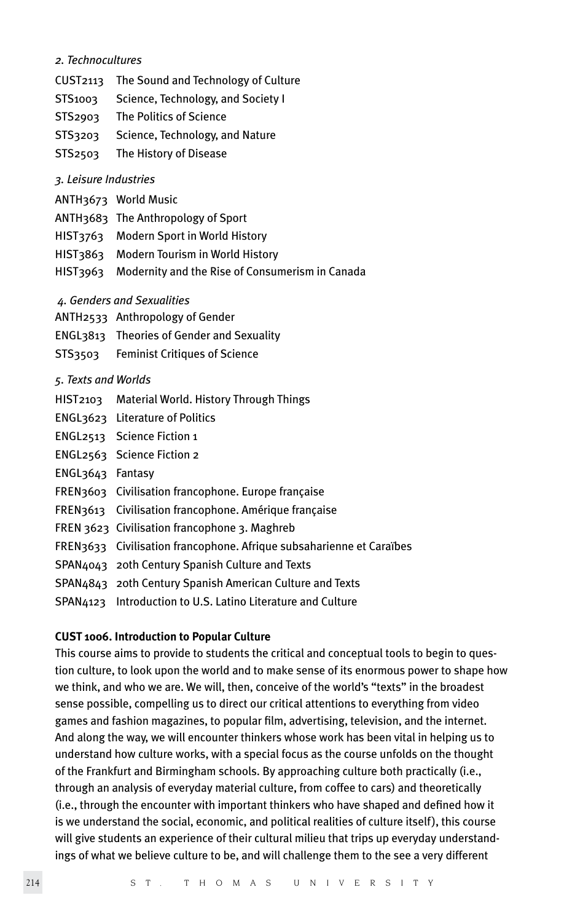*2. Technocultures*

CUST2113 The Sound and Technology of Culture
STS1003 Science, Technology, and Society I
STS2903 The Politics of Science
STS3203 Science, Technology, and Nature
STS2503 The History of Disease

*3. Leisure Industries*

ANTH3673 World Music
ANTH3683 The Anthropology of Sport
HIST3763 Modern Sport in World History
HIST3863 Modern Tourism in World History
HIST3963 Modernity and the Rise of Consumerism in Canada

*4. Genders and Sexualities*

ANTH2533 Anthropology of Gender
ENGL3813 Theories of Gender and Sexuality
STS3503 Feminist Critiques of Science

*5. Texts and Worlds*

HIST2103 Material World. History Through Things
ENGL3623 Literature of Politics
ENGL2513 Science Fiction 1
ENGL2563 Science Fiction 2
ENGL3643 Fantasy
FREN3603 Civilisation francophone. Europe française
FREN3613 Civilisation francophone. Amérique française
FREN 3623 Civilisation francophone 3. Maghreb
FREN3633 Civilisation francophone. Afrique subsaharienne et Caraïbes
SPAN4043 20th Century Spanish Culture and Texts
SPAN4843 20th Century Spanish American Culture and Texts
SPAN4123 Introduction to U.S. Latino Literature and Culture

**CUST 1006. Introduction to Popular Culture**

This course aims to provide to students the critical and conceptual tools to begin to question culture, to look upon the world and to make sense of its enormous power to shape how we think, and who we are. We will, then, conceive of the world's "texts" in the broadest sense possible, compelling us to direct our critical attentions to everything from video games and fashion magazines, to popular film, advertising, television, and the internet. And along the way, we will encounter thinkers whose work has been vital in helping us to understand how culture works, with a special focus as the course unfolds on the thought of the Frankfurt and Birmingham schools. By approaching culture both practically (i.e., through an analysis of everyday material culture, from coffee to cars) and theoretically (i.e., through the encounter with important thinkers who have shaped and defined how it is we understand the social, economic, and political realities of culture itself), this course will give students an experience of their cultural milieu that trips up everyday understandings of what we believe culture to be, and will challenge them to the see a very different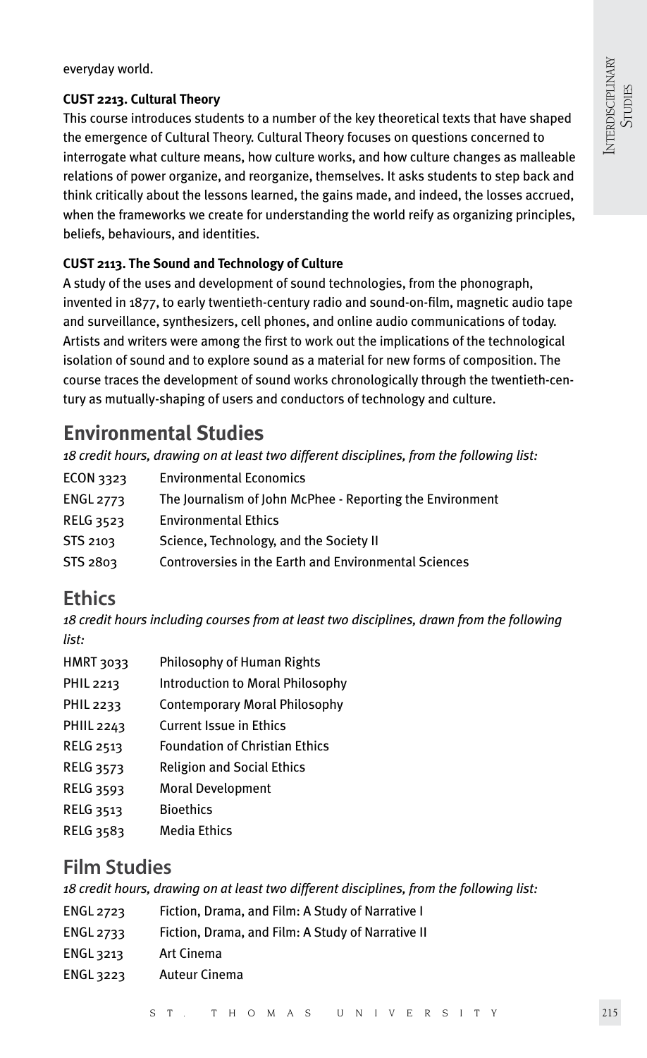everyday world.

**CUST 2213. Cultural Theory**

This course introduces students to a number of the key theoretical texts that have shaped the emergence of Cultural Theory. Cultural Theory focuses on questions concerned to interrogate what culture means, how culture works, and how culture changes as malleable relations of power organize, and reorganize, themselves. It asks students to step back and think critically about the lessons learned, the gains made, and indeed, the losses accrued, when the frameworks we create for understanding the world reify as organizing principles, beliefs, behaviours, and identities.

**CUST 2113. The Sound and Technology of Culture**

A study of the uses and development of sound technologies, from the phonograph, invented in 1877, to early twentieth-century radio and sound-on-film, magnetic audio tape and surveillance, synthesizers, cell phones, and online audio communications of today. Artists and writers were among the first to work out the implications of the technological isolation of sound and to explore sound as a material for new forms of composition. The course traces the development of sound works chronologically through the twentieth-century as mutually-shaping of users and conductors of technology and culture.

## Environmental Studies

*18 credit hours, drawing on at least two different disciplines, from the following list:*

| | |
|---|---|
| ECON 3323 | Environmental Economics |
| ENGL 2773 | The Journalism of John McPhee - Reporting the Environment |
| RELG 3523 | Environmental Ethics |
| STS 2103 | Science, Technology, and the Society II |
| STS 2803 | Controversies in the Earth and Environmental Sciences |

## Ethics

*18 credit hours including courses from at least two disciplines, drawn from the following list:*

| | |
|---|---|
| HMRT 3033 | Philosophy of Human Rights |
| PHIL 2213 | Introduction to Moral Philosophy |
| PHIL 2233 | Contemporary Moral Philosophy |
| PHIIL 2243 | Current Issue in Ethics |
| RELG 2513 | Foundation of Christian Ethics |
| RELG 3573 | Religion and Social Ethics |
| RELG 3593 | Moral Development |
| RELG 3513 | Bioethics |
| RELG 3583 | Media Ethics |

## Film Studies

*18 credit hours, drawing on at least two different disciplines, from the following list:*

| | |
|---|---|
| ENGL 2723 | Fiction, Drama, and Film: A Study of Narrative I |
| ENGL 2733 | Fiction, Drama, and Film: A Study of Narrative II |
| ENGL 3213 | Art Cinema |
| ENGL 3223 | Auteur Cinema |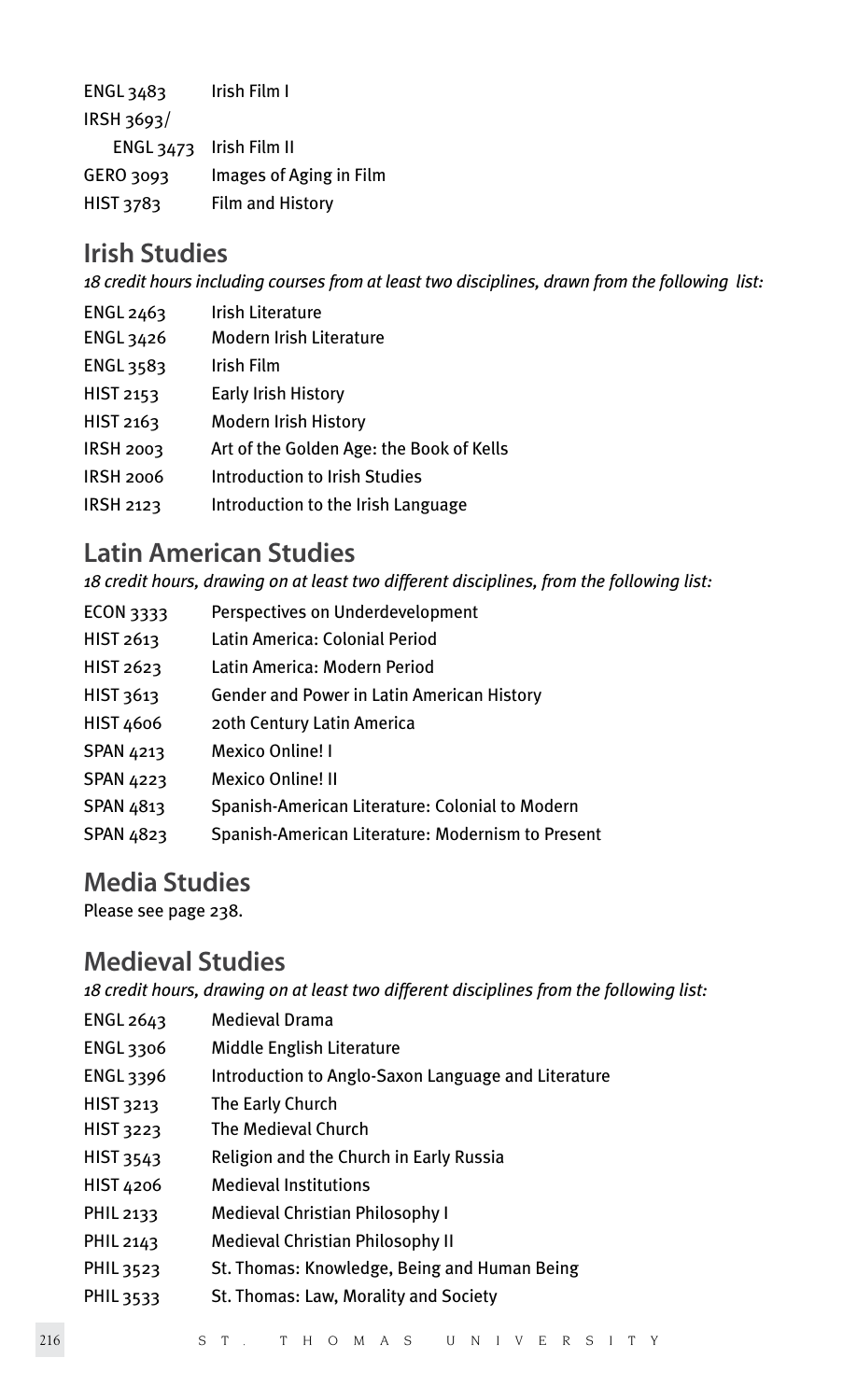| | |
|---|---|
| ENGL 3483 | Irish Film I |
| IRSH 3693/ ENGL 3473 | Irish Film II |
| GERO 3093 | Images of Aging in Film |
| HIST 3783 | Film and History |

## Irish Studies

*18 credit hours including courses from at least two disciplines, drawn from the following list:*

| | |
|---|---|
| ENGL 2463 | Irish Literature |
| ENGL 3426 | Modern Irish Literature |
| ENGL 3583 | Irish Film |
| HIST 2153 | Early Irish History |
| HIST 2163 | Modern Irish History |
| IRSH 2003 | Art of the Golden Age: the Book of Kells |
| IRSH 2006 | Introduction to Irish Studies |
| IRSH 2123 | Introduction to the Irish Language |

## Latin American Studies

*18 credit hours, drawing on at least two different disciplines, from the following list:*

| | |
|---|---|
| ECON 3333 | Perspectives on Underdevelopment |
| HIST 2613 | Latin America: Colonial Period |
| HIST 2623 | Latin America: Modern Period |
| HIST 3613 | Gender and Power in Latin American History |
| HIST 4606 | 20th Century Latin America |
| SPAN 4213 | Mexico Online! I |
| SPAN 4223 | Mexico Online! II |
| SPAN 4813 | Spanish-American Literature: Colonial to Modern |
| SPAN 4823 | Spanish-American Literature: Modernism to Present |

## Media Studies

Please see page 238.

## Medieval Studies

*18 credit hours, drawing on at least two different disciplines from the following list:*

| | |
|---|---|
| ENGL 2643 | Medieval Drama |
| ENGL 3306 | Middle English Literature |
| ENGL 3396 | Introduction to Anglo-Saxon Language and Literature |
| HIST 3213 | The Early Church |
| HIST 3223 | The Medieval Church |
| HIST 3543 | Religion and the Church in Early Russia |
| HIST 4206 | Medieval Institutions |
| PHIL 2133 | Medieval Christian Philosophy I |
| PHIL 2143 | Medieval Christian Philosophy II |
| PHIL 3523 | St. Thomas: Knowledge, Being and Human Being |
| PHIL 3533 | St. Thomas: Law, Morality and Society |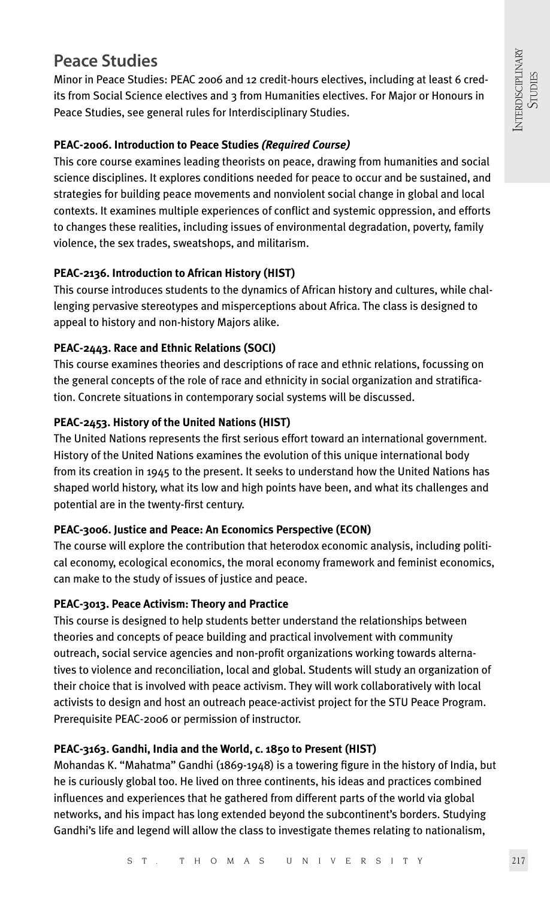## Peace Studies

Minor in Peace Studies: PEAC 2006 and 12 credit-hours electives, including at least 6 credits from Social Science electives and 3 from Humanities electives. For Major or Honours in Peace Studies, see general rules for Interdisciplinary Studies.

**PEAC-2006. Introduction to Peace Studies *(Required Course)***

This core course examines leading theorists on peace, drawing from humanities and social science disciplines. It explores conditions needed for peace to occur and be sustained, and strategies for building peace movements and nonviolent social change in global and local contexts. It examines multiple experiences of conflict and systemic oppression, and efforts to changes these realities, including issues of environmental degradation, poverty, family violence, the sex trades, sweatshops, and militarism.

**PEAC-2136. Introduction to African History (HIST)**

This course introduces students to the dynamics of African history and cultures, while challenging pervasive stereotypes and misperceptions about Africa. The class is designed to appeal to history and non-history Majors alike.

**PEAC-2443. Race and Ethnic Relations (SOCI)**

This course examines theories and descriptions of race and ethnic relations, focussing on the general concepts of the role of race and ethnicity in social organization and stratification. Concrete situations in contemporary social systems will be discussed.

**PEAC-2453. History of the United Nations (HIST)**

The United Nations represents the first serious effort toward an international government. History of the United Nations examines the evolution of this unique international body from its creation in 1945 to the present. It seeks to understand how the United Nations has shaped world history, what its low and high points have been, and what its challenges and potential are in the twenty-first century.

**PEAC-3006. Justice and Peace: An Economics Perspective (ECON)**

The course will explore the contribution that heterodox economic analysis, including political economy, ecological economics, the moral economy framework and feminist economics, can make to the study of issues of justice and peace.

**PEAC-3013. Peace Activism: Theory and Practice**

This course is designed to help students better understand the relationships between theories and concepts of peace building and practical involvement with community outreach, social service agencies and non-profit organizations working towards alternatives to violence and reconciliation, local and global. Students will study an organization of their choice that is involved with peace activism. They will work collaboratively with local activists to design and host an outreach peace-activist project for the STU Peace Program. Prerequisite PEAC-2006 or permission of instructor.

**PEAC-3163. Gandhi, India and the World, c. 1850 to Present (HIST)**

Mohandas K. "Mahatma" Gandhi (1869-1948) is a towering figure in the history of India, but he is curiously global too. He lived on three continents, his ideas and practices combined influences and experiences that he gathered from different parts of the world via global networks, and his impact has long extended beyond the subcontinent's borders. Studying Gandhi's life and legend will allow the class to investigate themes relating to nationalism,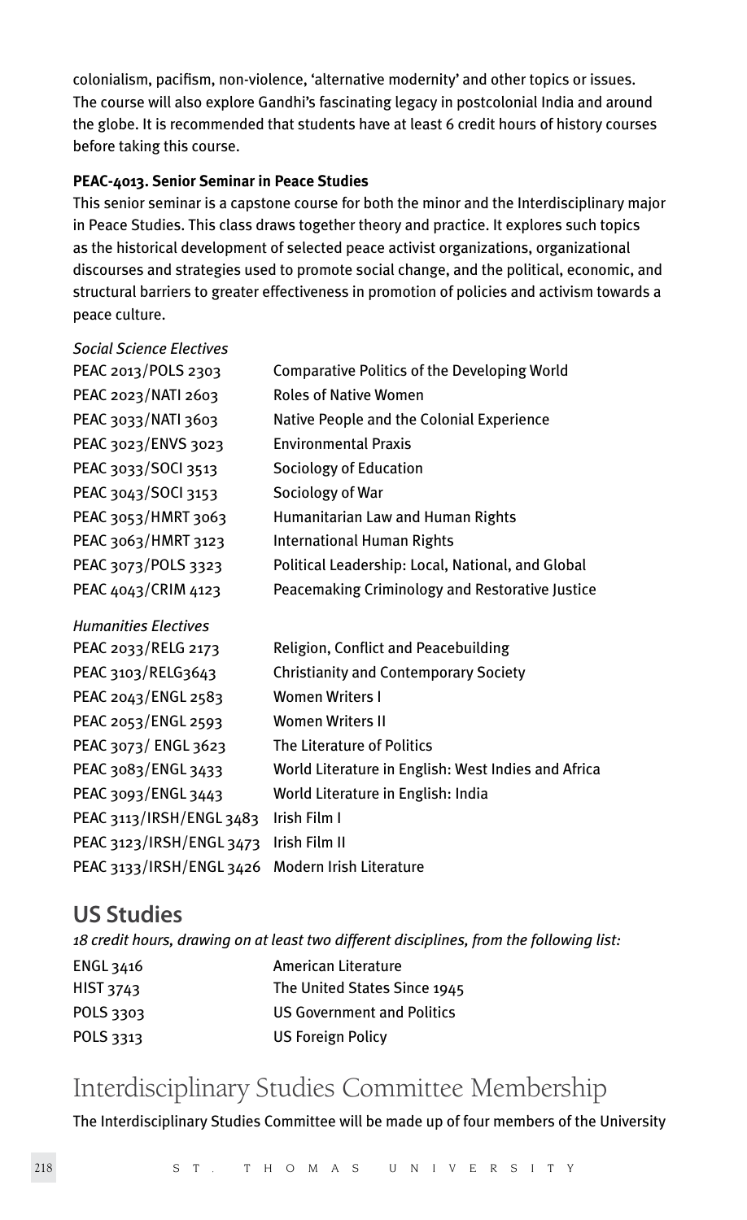colonialism, pacifism, non-violence, 'alternative modernity' and other topics or issues. The course will also explore Gandhi's fascinating legacy in postcolonial India and around the globe. It is recommended that students have at least 6 credit hours of history courses before taking this course.

**PEAC-4013. Senior Seminar in Peace Studies**

This senior seminar is a capstone course for both the minor and the Interdisciplinary major in Peace Studies. This class draws together theory and practice. It explores such topics as the historical development of selected peace activist organizations, organizational discourses and strategies used to promote social change, and the political, economic, and structural barriers to greater effectiveness in promotion of policies and activism towards a peace culture.

*Social Science Electives*

| | |
|---|---|
| PEAC 2013/POLS 2303 | Comparative Politics of the Developing World |
| PEAC 2023/NATI 2603 | Roles of Native Women |
| PEAC 3033/NATI 3603 | Native People and the Colonial Experience |
| PEAC 3023/ENVS 3023 | Environmental Praxis |
| PEAC 3033/SOCI 3513 | Sociology of Education |
| PEAC 3043/SOCI 3153 | Sociology of War |
| PEAC 3053/HMRT 3063 | Humanitarian Law and Human Rights |
| PEAC 3063/HMRT 3123 | International Human Rights |
| PEAC 3073/POLS 3323 | Political Leadership: Local, National, and Global |
| PEAC 4043/CRIM 4123 | Peacemaking Criminology and Restorative Justice |

*Humanities Electives*

| | |
|---|---|
| PEAC 2033/RELG 2173 | Religion, Conflict and Peacebuilding |
| PEAC 3103/RELG3643 | Christianity and Contemporary Society |
| PEAC 2043/ENGL 2583 | Women Writers I |
| PEAC 2053/ENGL 2593 | Women Writers II |
| PEAC 3073/ ENGL 3623 | The Literature of Politics |
| PEAC 3083/ENGL 3433 | World Literature in English: West Indies and Africa |
| PEAC 3093/ENGL 3443 | World Literature in English: India |
| PEAC 3113/IRSH/ENGL 3483 | Irish Film I |
| PEAC 3123/IRSH/ENGL 3473 | Irish Film II |
| PEAC 3133/IRSH/ENGL 3426 | Modern Irish Literature |

## US Studies

*18 credit hours, drawing on at least two different disciplines, from the following list:*

| | |
|---|---|
| ENGL 3416 | American Literature |
| HIST 3743 | The United States Since 1945 |
| POLS 3303 | US Government and Politics |
| POLS 3313 | US Foreign Policy |

# Interdisciplinary Studies Committee Membership

The Interdisciplinary Studies Committee will be made up of four members of the University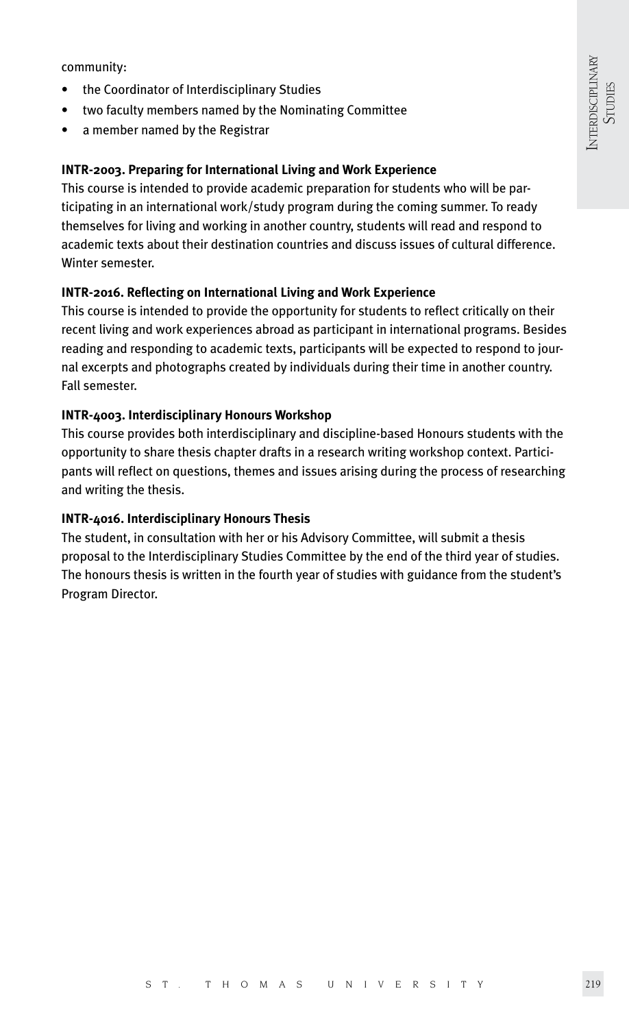community:

- the Coordinator of Interdisciplinary Studies
- two faculty members named by the Nominating Committee
- a member named by the Registrar

**INTR-2003. Preparing for International Living and Work Experience**

This course is intended to provide academic preparation for students who will be participating in an international work/study program during the coming summer. To ready themselves for living and working in another country, students will read and respond to academic texts about their destination countries and discuss issues of cultural difference. Winter semester.

**INTR-2016. Reflecting on International Living and Work Experience**

This course is intended to provide the opportunity for students to reflect critically on their recent living and work experiences abroad as participant in international programs. Besides reading and responding to academic texts, participants will be expected to respond to journal excerpts and photographs created by individuals during their time in another country. Fall semester.

**INTR-4003. Interdisciplinary Honours Workshop**

This course provides both interdisciplinary and discipline-based Honours students with the opportunity to share thesis chapter drafts in a research writing workshop context. Participants will reflect on questions, themes and issues arising during the process of researching and writing the thesis.

**INTR-4016. Interdisciplinary Honours Thesis**

The student, in consultation with her or his Advisory Committee, will submit a thesis proposal to the Interdisciplinary Studies Committee by the end of the third year of studies. The honours thesis is written in the fourth year of studies with guidance from the student's Program Director.